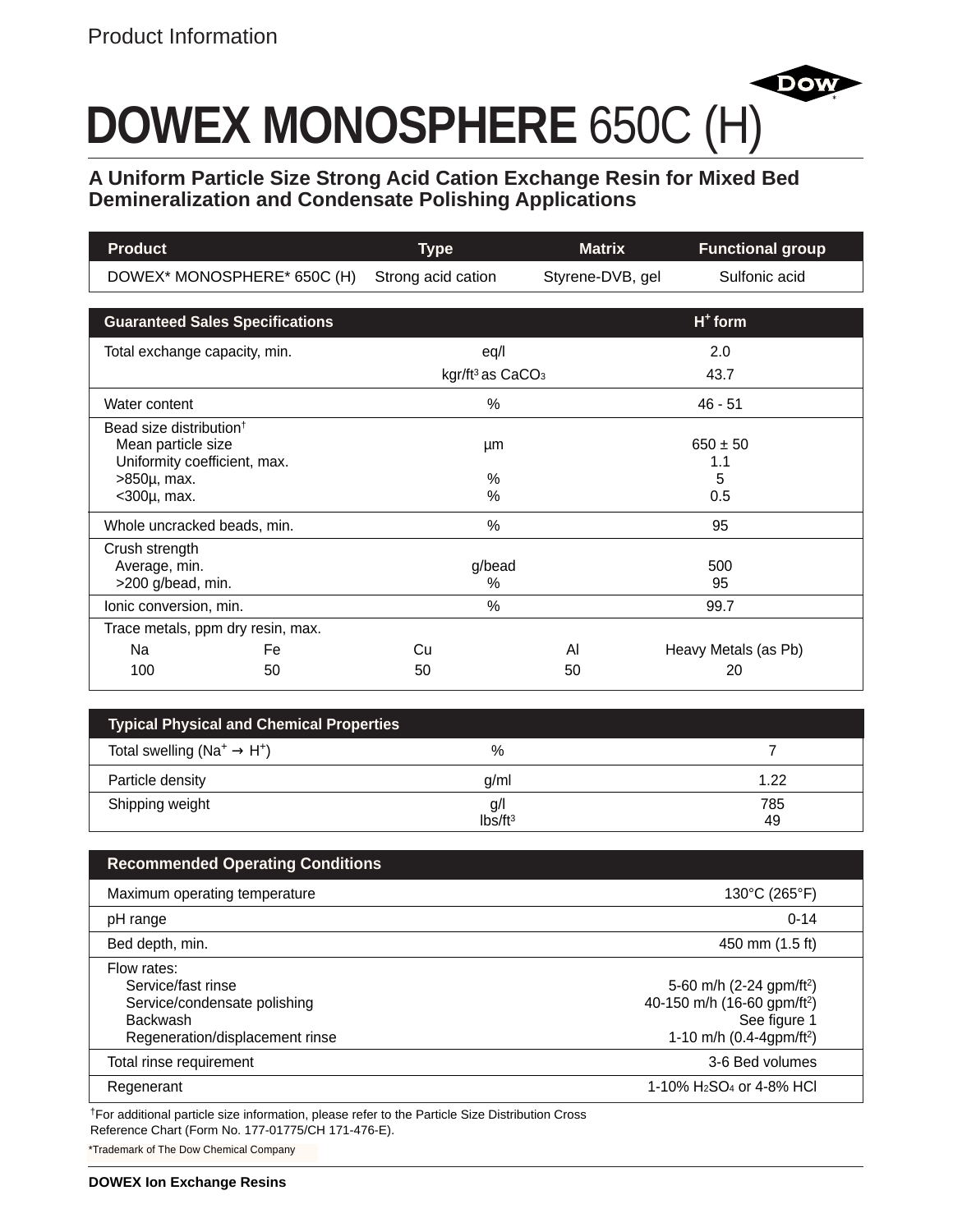Product Information

# DOWEX MONOSPHERE 650C (H)

## A Uniform Particle Size Strong Acid Cation Exchange Resin for Mixed Bed Demineralization and Condensate Polishing Applications

| Product | Type | Matrix | Functional group |
|---|---|---|---|
| DOWEX* MONOSPHERE* 650C (H) | Strong acid cation | Styrene-DVB, gel | Sulfonic acid |

| Guaranteed Sales Specifications | | | | $H^+$ form |
|---|---|---|---|---|
| Total exchange capacity, min. | | eq/l | | 2.0 |
| | | kgr/ft³ as $CaCO_3$ | | 43.7 |
| Water content | | % | | 46 - 51 |
| Bead size distribution† | | | | |
| Mean particle size | | µm | | 650 ± 50 |
| Uniformity coefficient, max. | | | | 1.1 |
| >850µ, max. | | % | | 5 |
| <300µ, max. | | % | | 0.5 |
| Whole uncracked beads, min. | | % | | 95 |
| Crush strength | | | | |
| Average, min. | | g/bead | | 500 |
| >200 g/bead, min. | | % | | 95 |
| Ionic conversion, min. | | % | | 99.7 |
| Trace metals, ppm dry resin, max. | | | | |
| Na | Fe | Cu | Al | Heavy Metals (as Pb) |
| 100 | 50 | 50 | 50 | 20 |

| Typical Physical and Chemical Properties | | |
|---|---|---|
| Total swelling ($Na^+ \rightarrow H^+$) | % | 7 |
| Particle density | g/ml | 1.22 |
| Shipping weight | g/l | 785 |
| | lbs/ft³ | 49 |

| Recommended Operating Conditions | |
|---|---|
| Maximum operating temperature | 130°C (265°F) |
| pH range | 0-14 |
| Bed depth, min. | 450 mm (1.5 ft) |
| Flow rates: | |
| Service/fast rinse | 5-60 m/h (2-24 gpm/ft²) |
| Service/condensate polishing | 40-150 m/h (16-60 gpm/ft²) |
| Backwash | See figure 1 |
| Regeneration/displacement rinse | 1-10 m/h (0.4-4gpm/ft²) |
| Total rinse requirement | 3-6 Bed volumes |
| Regenerant | 1-10% $H_2SO_4$ or 4-8% HCl |

†For additional particle size information, please refer to the Particle Size Distribution Cross Reference Chart (Form No. 177-01775/CH 171-476-E).

*Trademark of The Dow Chemical Company

**DOWEX Ion Exchange Resins**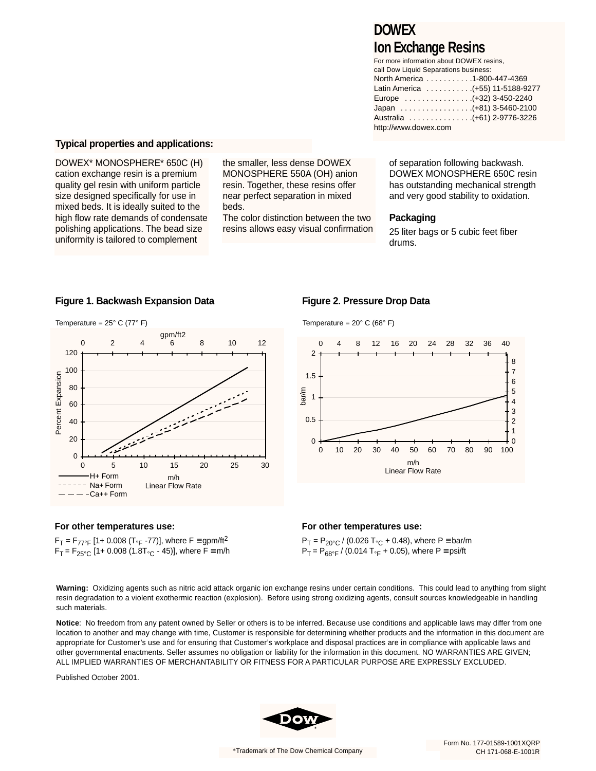## DOWEX Ion Exchange Resins

For more information about DOWEX resins, call Dow Liquid Separations business:

North America . . . . . . . . . . .1-800-447-4369
Latin America . . . . . . . . . . .(+55) 11-5188-9277
Europe . . . . . . . . . . . . . . . .(+32) 3-450-2240
Japan . . . . . . . . . . . . . . . . .(+81) 3-5460-2100
Australia . . . . . . . . . . . . . . .(+61) 2-9776-3226
http://www.dowex.com

### Typical properties and applications:

DOWEX* MONOSPHERE* 650C (H) cation exchange resin is a premium quality gel resin with uniform particle size designed specifically for use in mixed beds. It is ideally suited to the high flow rate demands of condensate polishing applications. The bead size uniformity is tailored to complement the smaller, less dense DOWEX MONOSPHERE 550A (OH) anion resin. Together, these resins offer near perfect separation in mixed beds.

The color distinction between the two resins allows easy visual confirmation of separation following backwash. DOWEX MONOSPHERE 650C resin has outstanding mechanical strength and very good stability to oxidation.

### Packaging

25 liter bags or 5 cubic feet fiber drums.

### Figure 1. Backwash Expansion Data

Temperature = 25° C (77° F)

gpm/ft2
0 2 4 6 8 10 12
Percent Expansion
0 20 40 60 80 100 120
0 5 10 15 20 25 30
m/h
Linear Flow Rate
H+ Form
Na+ Form
Ca++ Form

### Figure 2. Pressure Drop Data

Temperature = 20° C (68° F)

0 4 8 12 16 20 24 28 32 36 40
bar/m
0 0.5 1 1.5 2
0 1 2 3 4 5 6 7 8
0 10 20 30 40 50 60 70 80 90 100
m/h
Linear Flow Rate

### For other temperatures use:

$F_T = F_{77°F}$ [1+ 0.008 ($T_{°F}$ -77)], where F ≡ gpm/ft$^2$
$F_T = F_{25°C}$ [1+ 0.008 (1.8$T_{°C}$ - 45)], where F ≡ m/h

### For other temperatures use:

$P_T = P_{20°C}$ / (0.026 $T_{°C}$ + 0.48), where P ≡ bar/m
$P_T = P_{68°F}$ / (0.014 $T_{°F}$ + 0.05), where P ≡ psi/ft

**Warning:** Oxidizing agents such as nitric acid attack organic ion exchange resins under certain conditions. This could lead to anything from slight resin degradation to a violent exothermic reaction (explosion). Before using strong oxidizing agents, consult sources knowledgeable in handling such materials.

**Notice**: No freedom from any patent owned by Seller or others is to be inferred. Because use conditions and applicable laws may differ from one location to another and may change with time, Customer is responsible for determining whether products and the information in this document are appropriate for Customer's use and for ensuring that Customer's workplace and disposal practices are in compliance with applicable laws and other governmental enactments. Seller assumes no obligation or liability for the information in this document. NO WARRANTIES ARE GIVEN; ALL IMPLIED WARRANTIES OF MERCHANTABILITY OR FITNESS FOR A PARTICULAR PURPOSE ARE EXPRESSLY EXCLUDED.

Published October 2001.

*Trademark of The Dow Chemical Company

Form No. 177-01589-1001XQRP
CH 171-068-E-1001R